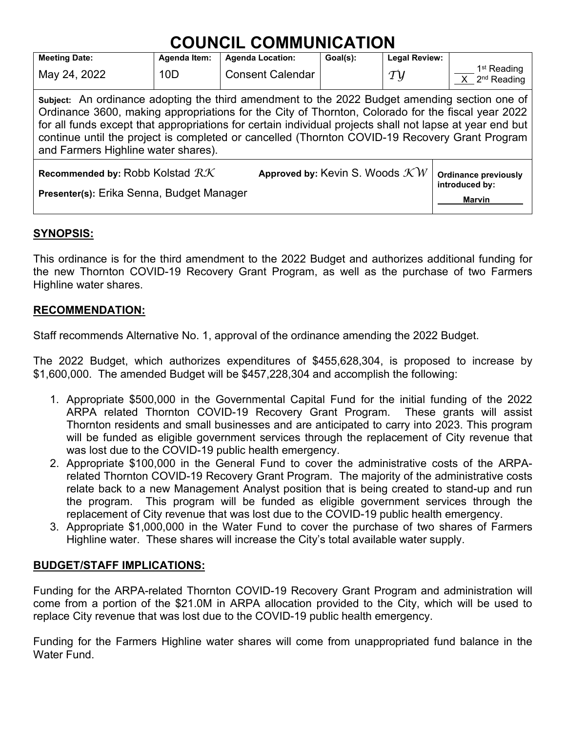# COUNCIL COMMUNICATION

| Meeting Date: | Agenda Item: | Agenda Location: | Goal(s): | Legal Review: | |
|---|---|---|---|---|---|
| May 24, 2022 | 10D | Consent Calendar | | *TY* | ___ 1st Reading<br>_X_ 2nd Reading |

**Subject:** An ordinance adopting the third amendment to the 2022 Budget amending section one of Ordinance 3600, making appropriations for the City of Thornton, Colorado for the fiscal year 2022 for all funds except that appropriations for certain individual projects shall not lapse at year end but continue until the project is completed or cancelled (Thornton COVID-19 Recovery Grant Program and Farmers Highline water shares).

| | | |
|---|---|---|
| **Recommended by:** Robb Kolstad *RK*<br>**Presenter(s):** Erika Senna, Budget Manager | **Approved by:** Kevin S. Woods *KW* | **Ordinance previously introduced by:**<br>**Marvin** |

## SYNOPSIS:

This ordinance is for the third amendment to the 2022 Budget and authorizes additional funding for the new Thornton COVID-19 Recovery Grant Program, as well as the purchase of two Farmers Highline water shares.

## RECOMMENDATION:

Staff recommends Alternative No. 1, approval of the ordinance amending the 2022 Budget.

The 2022 Budget, which authorizes expenditures of $455,628,304, is proposed to increase by $1,600,000. The amended Budget will be $457,228,304 and accomplish the following:

1. Appropriate $500,000 in the Governmental Capital Fund for the initial funding of the 2022 ARPA related Thornton COVID-19 Recovery Grant Program. These grants will assist Thornton residents and small businesses and are anticipated to carry into 2023. This program will be funded as eligible government services through the replacement of City revenue that was lost due to the COVID-19 public health emergency.
2. Appropriate $100,000 in the General Fund to cover the administrative costs of the ARPA-related Thornton COVID-19 Recovery Grant Program. The majority of the administrative costs relate back to a new Management Analyst position that is being created to stand-up and run the program. This program will be funded as eligible government services through the replacement of City revenue that was lost due to the COVID-19 public health emergency.
3. Appropriate $1,000,000 in the Water Fund to cover the purchase of two shares of Farmers Highline water. These shares will increase the City's total available water supply.

## BUDGET/STAFF IMPLICATIONS:

Funding for the ARPA-related Thornton COVID-19 Recovery Grant Program and administration will come from a portion of the $21.0M in ARPA allocation provided to the City, which will be used to replace City revenue that was lost due to the COVID-19 public health emergency.

Funding for the Farmers Highline water shares will come from unappropriated fund balance in the Water Fund.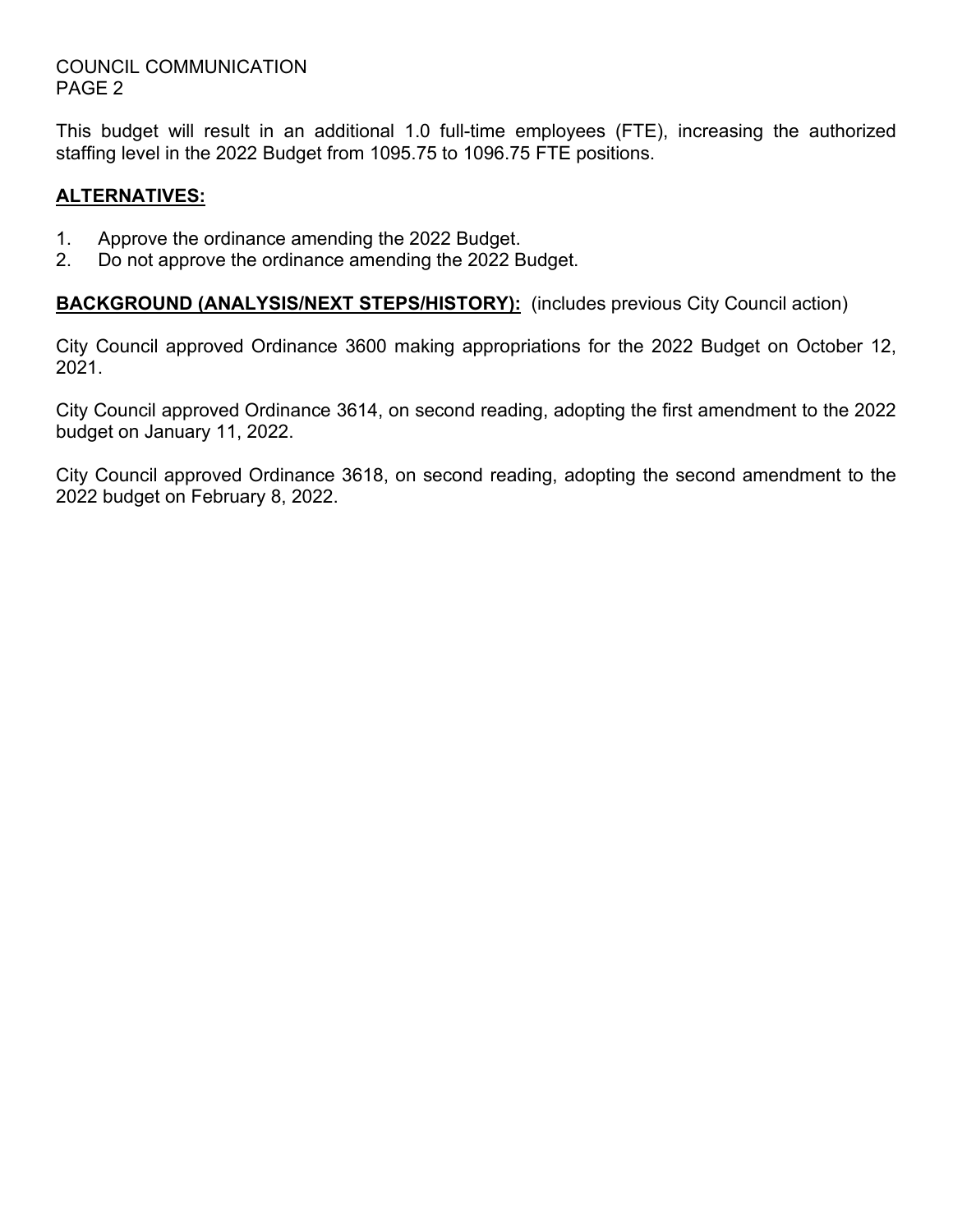This budget will result in an additional 1.0 full-time employees (FTE), increasing the authorized staffing level in the 2022 Budget from 1095.75 to 1096.75 FTE positions.

## **ALTERNATIVES:**

1. Approve the ordinance amending the 2022 Budget.
2. Do not approve the ordinance amending the 2022 Budget.

**BACKGROUND (ANALYSIS/NEXT STEPS/HISTORY):** (includes previous City Council action)

City Council approved Ordinance 3600 making appropriations for the 2022 Budget on October 12, 2021.

City Council approved Ordinance 3614, on second reading, adopting the first amendment to the 2022 budget on January 11, 2022.

City Council approved Ordinance 3618, on second reading, adopting the second amendment to the 2022 budget on February 8, 2022.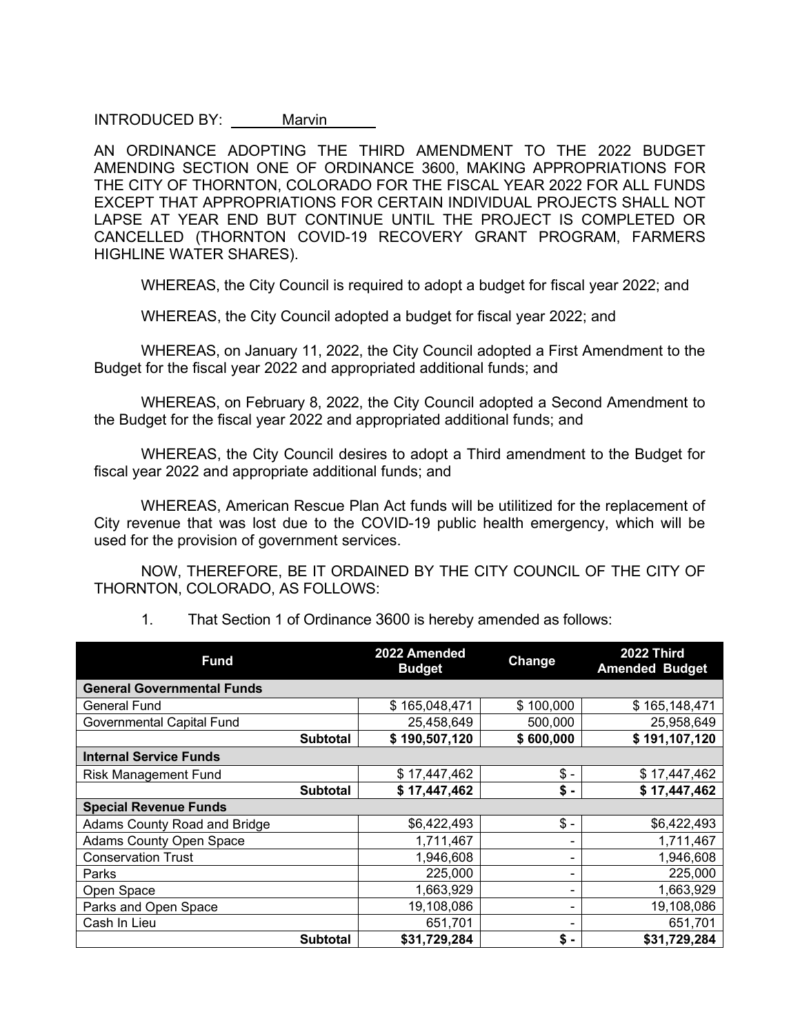INTRODUCED BY: Marvin

AN ORDINANCE ADOPTING THE THIRD AMENDMENT TO THE 2022 BUDGET AMENDING SECTION ONE OF ORDINANCE 3600, MAKING APPROPRIATIONS FOR THE CITY OF THORNTON, COLORADO FOR THE FISCAL YEAR 2022 FOR ALL FUNDS EXCEPT THAT APPROPRIATIONS FOR CERTAIN INDIVIDUAL PROJECTS SHALL NOT LAPSE AT YEAR END BUT CONTINUE UNTIL THE PROJECT IS COMPLETED OR CANCELLED (THORNTON COVID-19 RECOVERY GRANT PROGRAM, FARMERS HIGHLINE WATER SHARES).

WHEREAS, the City Council is required to adopt a budget for fiscal year 2022; and

WHEREAS, the City Council adopted a budget for fiscal year 2022; and

WHEREAS, on January 11, 2022, the City Council adopted a First Amendment to the Budget for the fiscal year 2022 and appropriated additional funds; and

WHEREAS, on February 8, 2022, the City Council adopted a Second Amendment to the Budget for the fiscal year 2022 and appropriated additional funds; and

WHEREAS, the City Council desires to adopt a Third amendment to the Budget for fiscal year 2022 and appropriate additional funds; and

WHEREAS, American Rescue Plan Act funds will be utilitized for the replacement of City revenue that was lost due to the COVID-19 public health emergency, which will be used for the provision of government services.

NOW, THEREFORE, BE IT ORDAINED BY THE CITY COUNCIL OF THE CITY OF THORNTON, COLORADO, AS FOLLOWS:

1. That Section 1 of Ordinance 3600 is hereby amended as follows:

| Fund | 2022 Amended Budget | Change | 2022 Third Amended Budget |
|---|---|---|---|
| **General Governmental Funds** | | | |
| General Fund | $ 165,048,471 | $ 100,000 | $ 165,148,471 |
| Governmental Capital Fund | 25,458,649 | 500,000 | 25,958,649 |
| **Subtotal** | **$ 190,507,120** | **$ 600,000** | **$ 191,107,120** |
| **Internal Service Funds** | | | |
| Risk Management Fund | $ 17,447,462 | $ - | $ 17,447,462 |
| **Subtotal** | **$ 17,447,462** | **$ -** | **$ 17,447,462** |
| **Special Revenue Funds** | | | |
| Adams County Road and Bridge | $6,422,493 | $ - | $6,422,493 |
| Adams County Open Space | 1,711,467 | - | 1,711,467 |
| Conservation Trust | 1,946,608 | - | 1,946,608 |
| Parks | 225,000 | - | 225,000 |
| Open Space | 1,663,929 | - | 1,663,929 |
| Parks and Open Space | 19,108,086 | - | 19,108,086 |
| Cash In Lieu | 651,701 | - | 651,701 |
| **Subtotal** | **$31,729,284** | **$ -** | **$31,729,284** |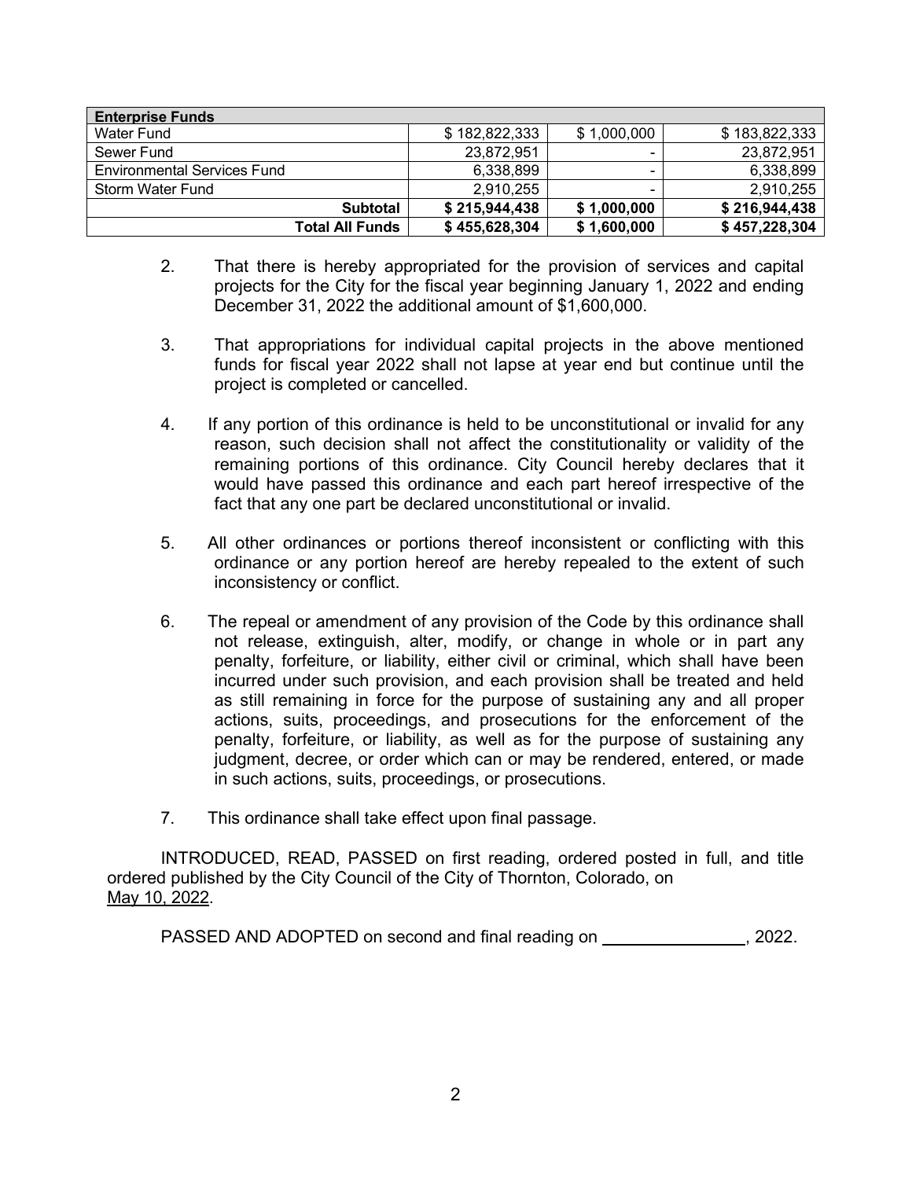| Enterprise Funds | | | |
|---|---|---|---|
| Water Fund | $ 182,822,333 | $ 1,000,000 | $ 183,822,333 |
| Sewer Fund | 23,872,951 | - | 23,872,951 |
| Environmental Services Fund | 6,338,899 | - | 6,338,899 |
| Storm Water Fund | 2,910,255 | - | 2,910,255 |
| **Subtotal** | **$ 215,944,438** | **$ 1,000,000** | **$ 216,944,438** |
| **Total All Funds** | **$ 455,628,304** | **$ 1,600,000** | **$ 457,228,304** |

2. That there is hereby appropriated for the provision of services and capital projects for the City for the fiscal year beginning January 1, 2022 and ending December 31, 2022 the additional amount of $1,600,000.

3. That appropriations for individual capital projects in the above mentioned funds for fiscal year 2022 shall not lapse at year end but continue until the project is completed or cancelled.

4. If any portion of this ordinance is held to be unconstitutional or invalid for any reason, such decision shall not affect the constitutionality or validity of the remaining portions of this ordinance. City Council hereby declares that it would have passed this ordinance and each part hereof irrespective of the fact that any one part be declared unconstitutional or invalid.

5. All other ordinances or portions thereof inconsistent or conflicting with this ordinance or any portion hereof are hereby repealed to the extent of such inconsistency or conflict.

6. The repeal or amendment of any provision of the Code by this ordinance shall not release, extinguish, alter, modify, or change in whole or in part any penalty, forfeiture, or liability, either civil or criminal, which shall have been incurred under such provision, and each provision shall be treated and held as still remaining in force for the purpose of sustaining any and all proper actions, suits, proceedings, and prosecutions for the enforcement of the penalty, forfeiture, or liability, as well as for the purpose of sustaining any judgment, decree, or order which can or may be rendered, entered, or made in such actions, suits, proceedings, or prosecutions.

7. This ordinance shall take effect upon final passage.

INTRODUCED, READ, PASSED on first reading, ordered posted in full, and title ordered published by the City Council of the City of Thornton, Colorado, on May 10, 2022.

PASSED AND ADOPTED on second and final reading on _______________, 2022.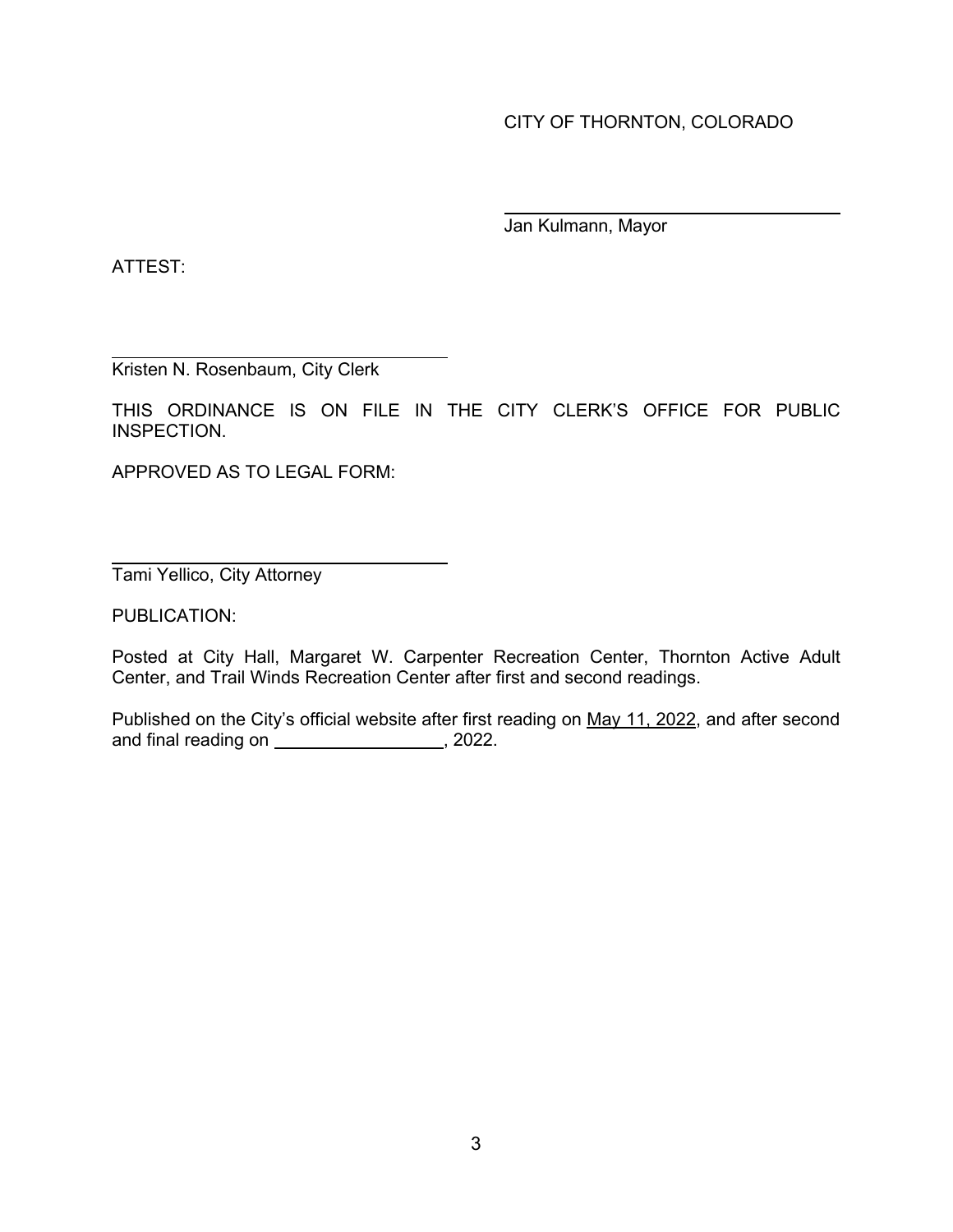CITY OF THORNTON, COLORADO

\_\_\_\_\_\_\_\_\_\_\_\_\_\_\_\_\_\_\_\_\_\_\_\_\_\_\_\_\_\_\_\_\_\_\_

Jan Kulmann, Mayor

ATTEST:

\_\_\_\_\_\_\_\_\_\_\_\_\_\_\_\_\_\_\_\_\_\_\_\_\_\_\_\_\_\_\_\_\_\_\_

Kristen N. Rosenbaum, City Clerk

THIS ORDINANCE IS ON FILE IN THE CITY CLERK'S OFFICE FOR PUBLIC INSPECTION.

APPROVED AS TO LEGAL FORM:

\_\_\_\_\_\_\_\_\_\_\_\_\_\_\_\_\_\_\_\_\_\_\_\_\_\_\_\_\_\_\_\_\_\_\_

Tami Yellico, City Attorney

PUBLICATION:

Posted at City Hall, Margaret W. Carpenter Recreation Center, Thornton Active Adult Center, and Trail Winds Recreation Center after first and second readings.

Published on the City's official website after first reading on <u>May 11, 2022</u>, and after second and final reading on \_\_\_\_\_\_\_\_\_\_\_\_\_\_\_\_\_, 2022.